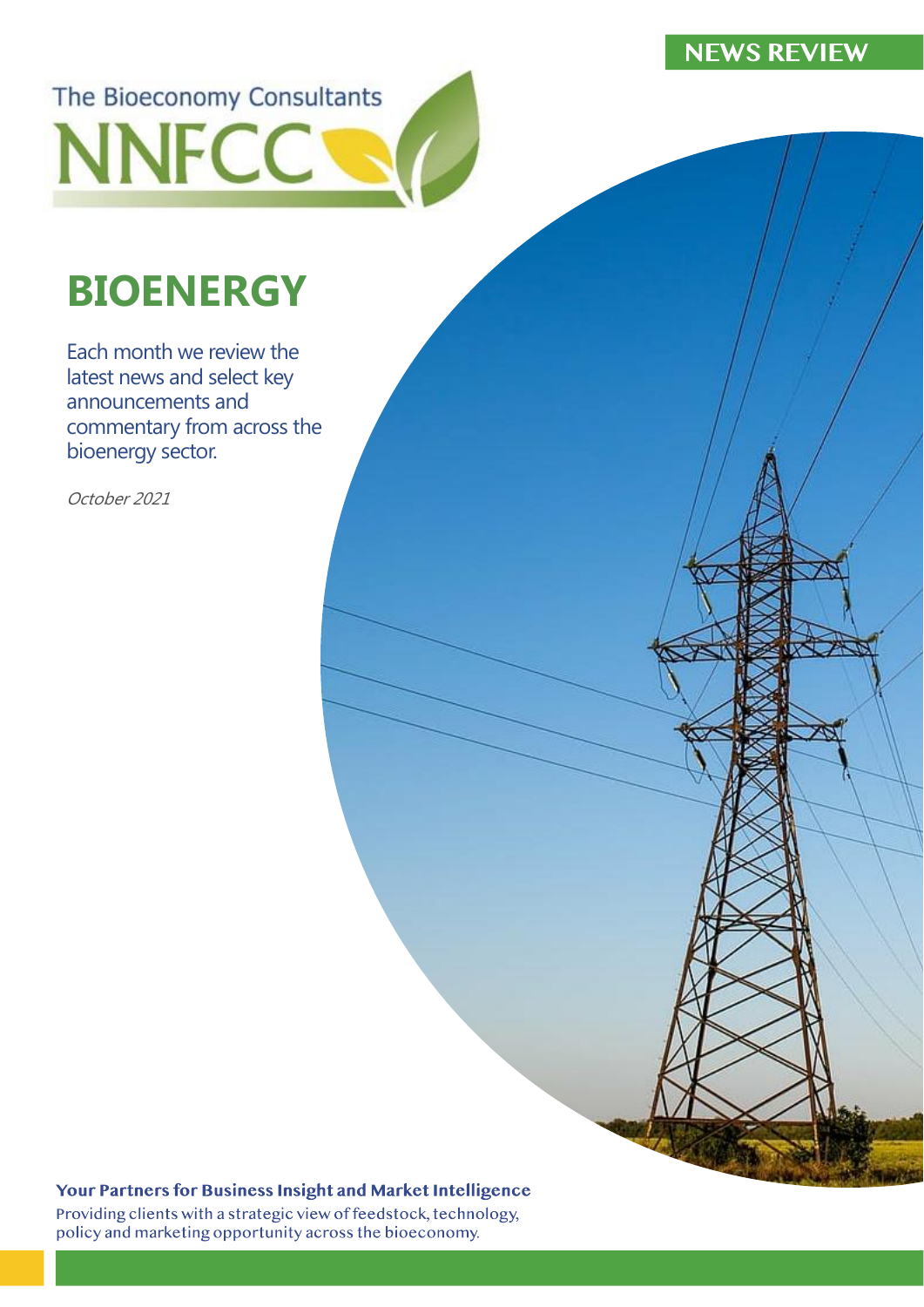NEWS REVIEW

The Bioeconomy Consultants

NNFCC

# BIOENERGY

Each month we review the latest news and select key announcements and commentary from across the bioenergy sector.

*October 2021*

**Your Partners for Business Insight and Market Intelligence**

Providing clients with a strategic view of feedstock, technology, policy and marketing opportunity across the bioeconomy.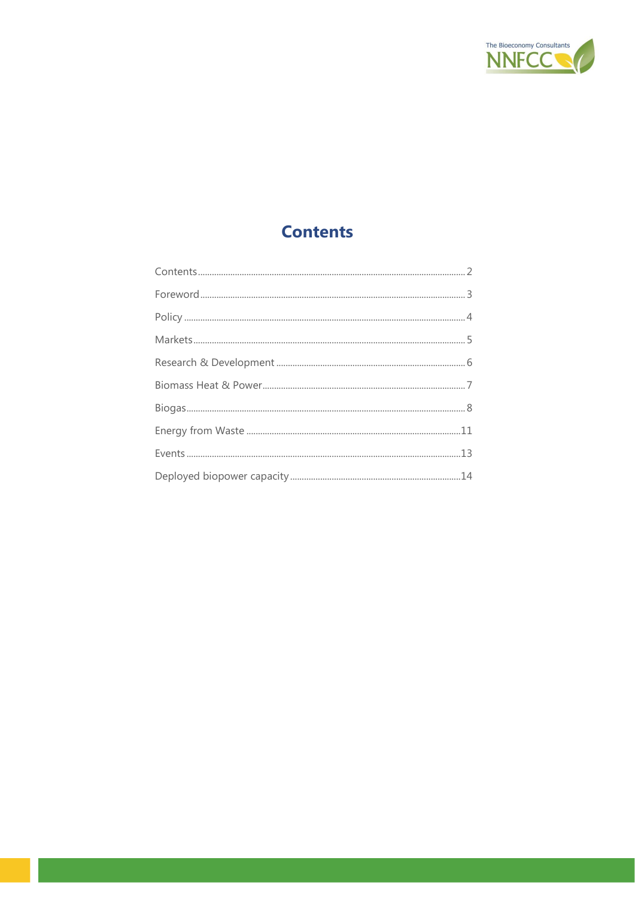# Contents

Contents .................................................................................................... 2

Foreword .................................................................................................... 3

Policy ........................................................................................................ 4

Markets ..................................................................................................... 5

Research & Development ............................................................................ 6

Biomass Heat & Power ................................................................................ 7

Biogas ........................................................................................................ 8

Energy from Waste ................................................................................... 11

Events ...................................................................................................... 13

Deployed biopower capacity ...................................................................... 14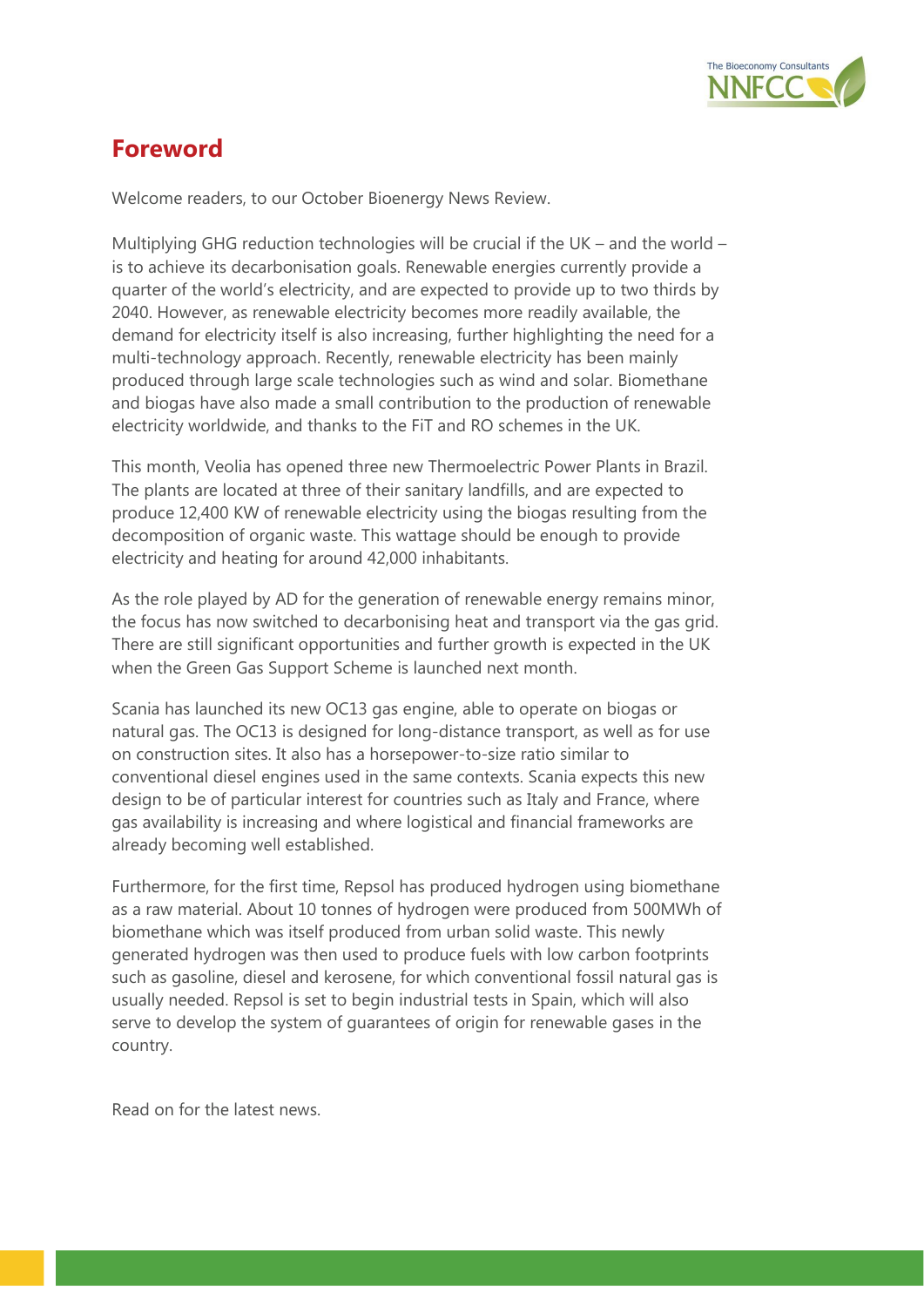## Foreword

Welcome readers, to our October Bioenergy News Review.

Multiplying GHG reduction technologies will be crucial if the UK – and the world – is to achieve its decarbonisation goals. Renewable energies currently provide a quarter of the world's electricity, and are expected to provide up to two thirds by 2040. However, as renewable electricity becomes more readily available, the demand for electricity itself is also increasing, further highlighting the need for a multi-technology approach. Recently, renewable electricity has been mainly produced through large scale technologies such as wind and solar. Biomethane and biogas have also made a small contribution to the production of renewable electricity worldwide, and thanks to the FiT and RO schemes in the UK.

This month, Veolia has opened three new Thermoelectric Power Plants in Brazil. The plants are located at three of their sanitary landfills, and are expected to produce 12,400 KW of renewable electricity using the biogas resulting from the decomposition of organic waste. This wattage should be enough to provide electricity and heating for around 42,000 inhabitants.

As the role played by AD for the generation of renewable energy remains minor, the focus has now switched to decarbonising heat and transport via the gas grid. There are still significant opportunities and further growth is expected in the UK when the Green Gas Support Scheme is launched next month.

Scania has launched its new OC13 gas engine, able to operate on biogas or natural gas. The OC13 is designed for long-distance transport, as well as for use on construction sites. It also has a horsepower-to-size ratio similar to conventional diesel engines used in the same contexts. Scania expects this new design to be of particular interest for countries such as Italy and France, where gas availability is increasing and where logistical and financial frameworks are already becoming well established.

Furthermore, for the first time, Repsol has produced hydrogen using biomethane as a raw material. About 10 tonnes of hydrogen were produced from 500MWh of biomethane which was itself produced from urban solid waste. This newly generated hydrogen was then used to produce fuels with low carbon footprints such as gasoline, diesel and kerosene, for which conventional fossil natural gas is usually needed. Repsol is set to begin industrial tests in Spain, which will also serve to develop the system of guarantees of origin for renewable gases in the country.

Read on for the latest news.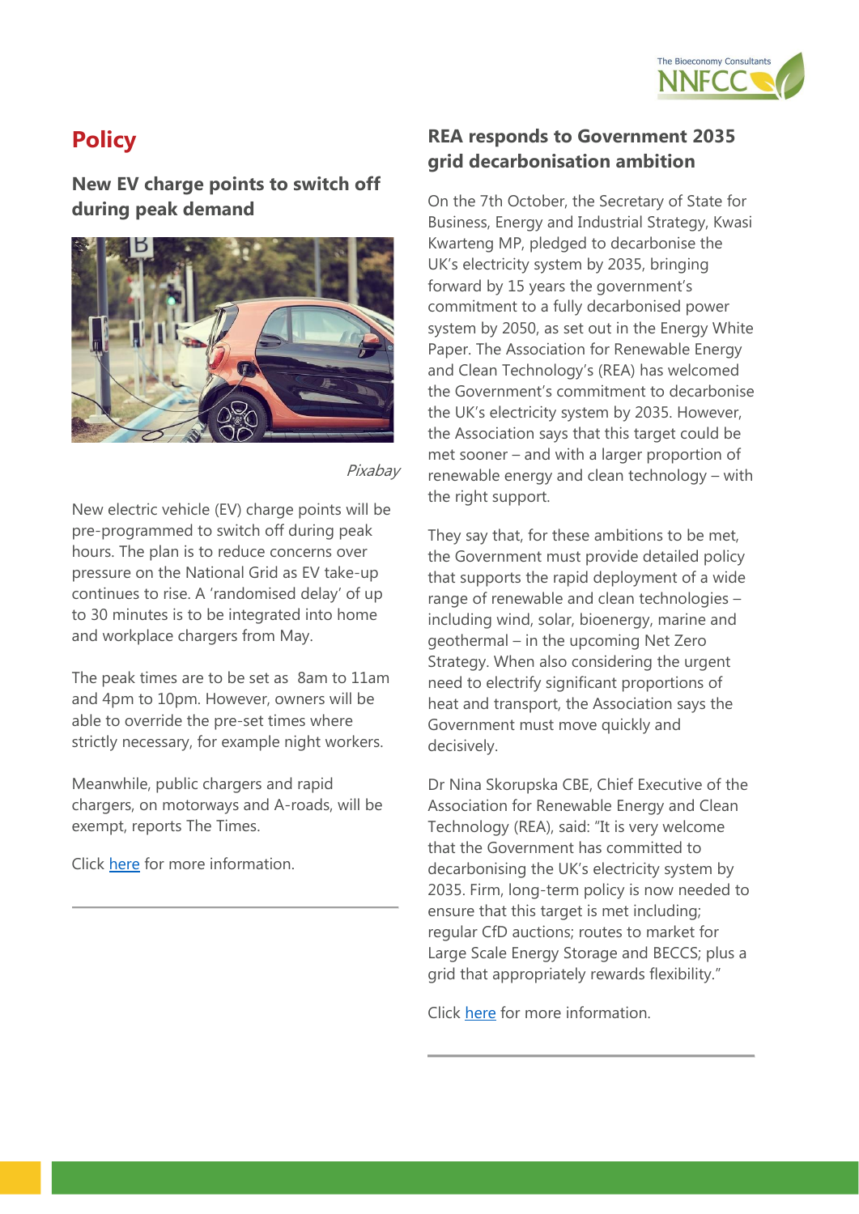# Policy

## New EV charge points to switch off during peak demand

*Pixabay*

New electric vehicle (EV) charge points will be pre-programmed to switch off during peak hours. The plan is to reduce concerns over pressure on the National Grid as EV take-up continues to rise. A 'randomised delay' of up to 30 minutes is to be integrated into home and workplace chargers from May.

The peak times are to be set as 8am to 11am and 4pm to 10pm. However, owners will be able to override the pre-set times where strictly necessary, for example night workers.

Meanwhile, public chargers and rapid chargers, on motorways and A-roads, will be exempt, reports The Times.

Click here for more information.

---

## REA responds to Government 2035 grid decarbonisation ambition

On the 7th October, the Secretary of State for Business, Energy and Industrial Strategy, Kwasi Kwarteng MP, pledged to decarbonise the UK's electricity system by 2035, bringing forward by 15 years the government's commitment to a fully decarbonised power system by 2050, as set out in the Energy White Paper. The Association for Renewable Energy and Clean Technology's (REA) has welcomed the Government's commitment to decarbonise the UK's electricity system by 2035. However, the Association says that this target could be met sooner – and with a larger proportion of renewable energy and clean technology – with the right support.

They say that, for these ambitions to be met, the Government must provide detailed policy that supports the rapid deployment of a wide range of renewable and clean technologies – including wind, solar, bioenergy, marine and geothermal – in the upcoming Net Zero Strategy. When also considering the urgent need to electrify significant proportions of heat and transport, the Association says the Government must move quickly and decisively.

Dr Nina Skorupska CBE, Chief Executive of the Association for Renewable Energy and Clean Technology (REA), said: "It is very welcome that the Government has committed to decarbonising the UK's electricity system by 2035. Firm, long-term policy is now needed to ensure that this target is met including; regular CfD auctions; routes to market for Large Scale Energy Storage and BECCS; plus a grid that appropriately rewards flexibility."

Click here for more information.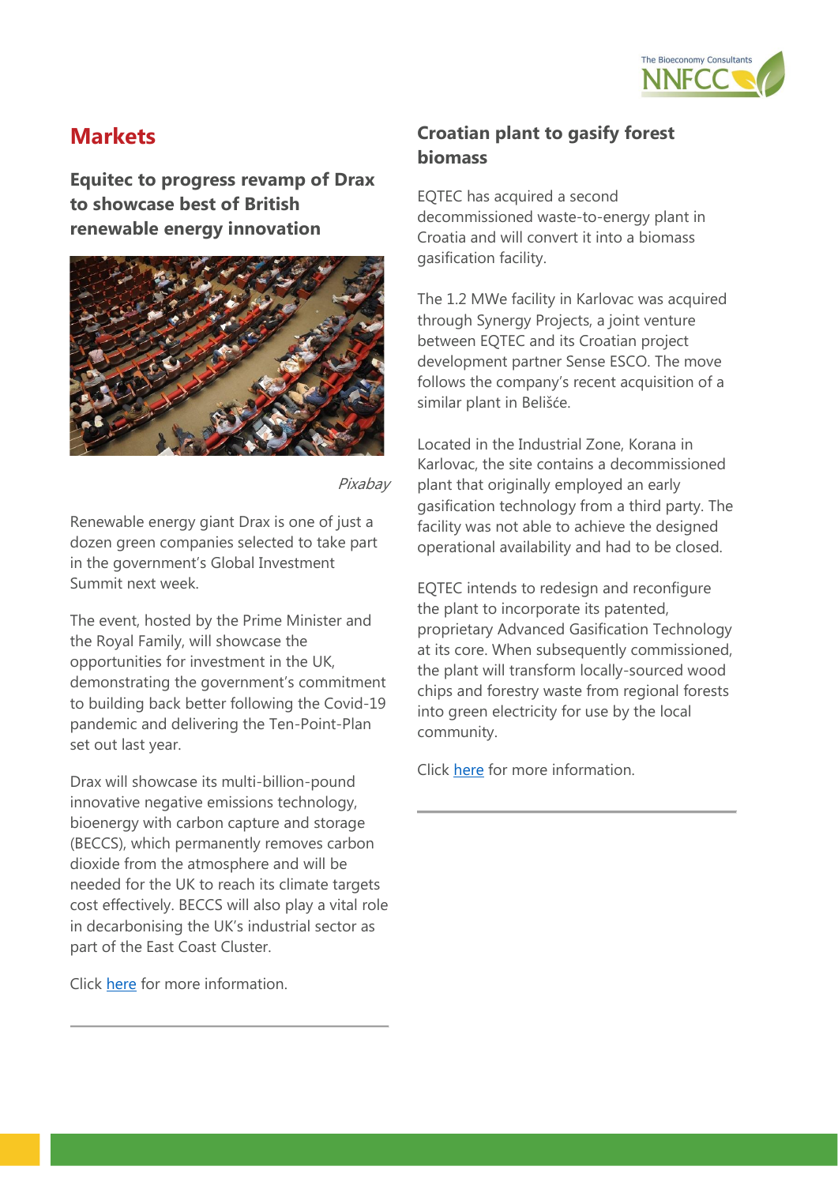## Markets

### Equitec to progress revamp of Drax to showcase best of British renewable energy innovation

*Pixabay*

Renewable energy giant Drax is one of just a dozen green companies selected to take part in the government's Global Investment Summit next week.

The event, hosted by the Prime Minister and the Royal Family, will showcase the opportunities for investment in the UK, demonstrating the government's commitment to building back better following the Covid-19 pandemic and delivering the Ten-Point-Plan set out last year.

Drax will showcase its multi-billion-pound innovative negative emissions technology, bioenergy with carbon capture and storage (BECCS), which permanently removes carbon dioxide from the atmosphere and will be needed for the UK to reach its climate targets cost effectively. BECCS will also play a vital role in decarbonising the UK's industrial sector as part of the East Coast Cluster.

Click here for more information.

### Croatian plant to gasify forest biomass

EQTEC has acquired a second decommissioned waste-to-energy plant in Croatia and will convert it into a biomass gasification facility.

The 1.2 MWe facility in Karlovac was acquired through Synergy Projects, a joint venture between EQTEC and its Croatian project development partner Sense ESCO. The move follows the company's recent acquisition of a similar plant in Belišće.

Located in the Industrial Zone, Korana in Karlovac, the site contains a decommissioned plant that originally employed an early gasification technology from a third party. The facility was not able to achieve the designed operational availability and had to be closed.

EQTEC intends to redesign and reconfigure the plant to incorporate its patented, proprietary Advanced Gasification Technology at its core. When subsequently commissioned, the plant will transform locally-sourced wood chips and forestry waste from regional forests into green electricity for use by the local community.

Click here for more information.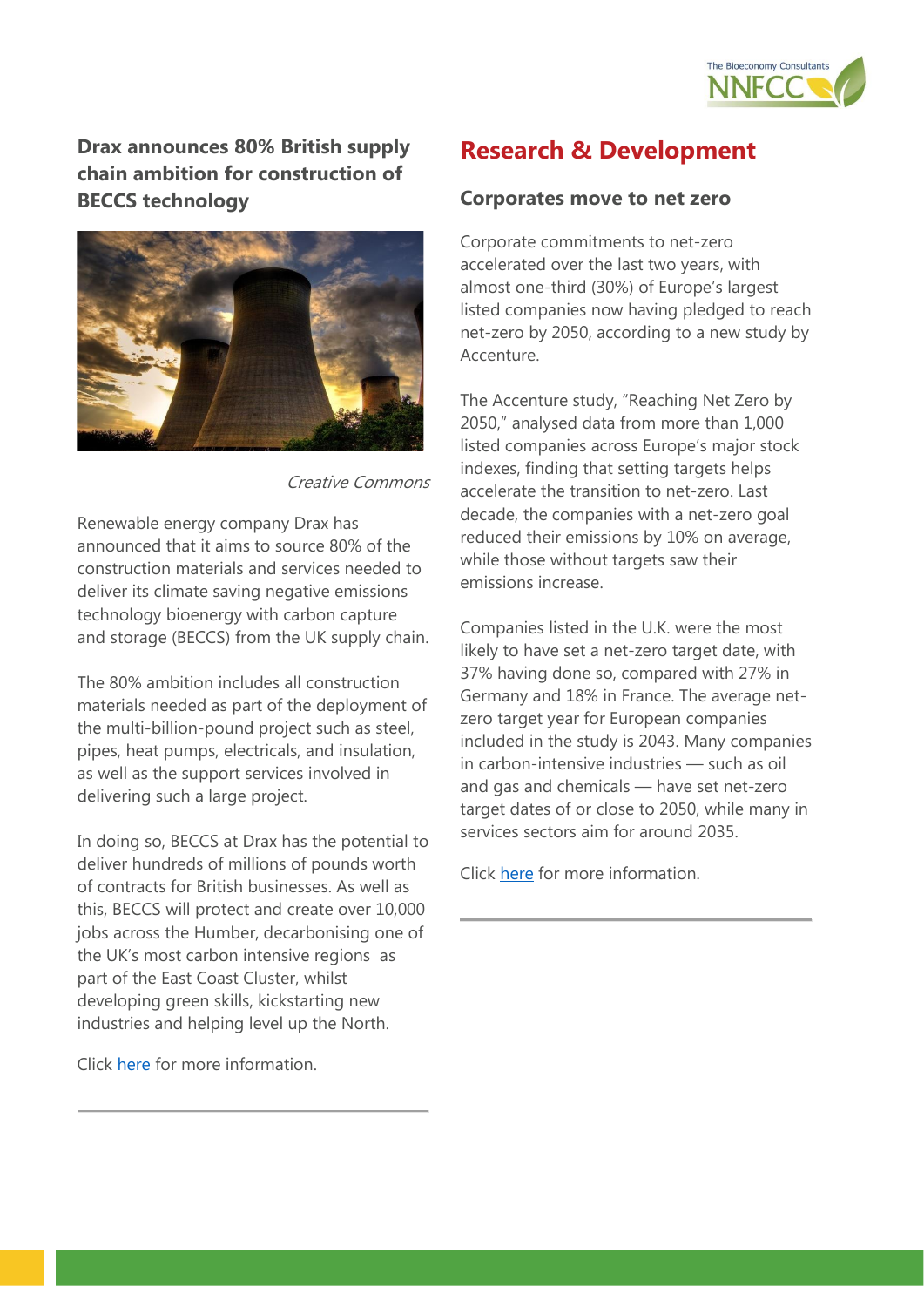### Drax announces 80% British supply chain ambition for construction of BECCS technology

*Creative Commons*

Renewable energy company Drax has announced that it aims to source 80% of the construction materials and services needed to deliver its climate saving negative emissions technology bioenergy with carbon capture and storage (BECCS) from the UK supply chain.

The 80% ambition includes all construction materials needed as part of the deployment of the multi-billion-pound project such as steel, pipes, heat pumps, electricals, and insulation, as well as the support services involved in delivering such a large project.

In doing so, BECCS at Drax has the potential to deliver hundreds of millions of pounds worth of contracts for British businesses. As well as this, BECCS will protect and create over 10,000 jobs across the Humber, decarbonising one of the UK's most carbon intensive regions as part of the East Coast Cluster, whilst developing green skills, kickstarting new industries and helping level up the North.

Click here for more information.

## Research & Development

### Corporates move to net zero

Corporate commitments to net-zero accelerated over the last two years, with almost one-third (30%) of Europe's largest listed companies now having pledged to reach net-zero by 2050, according to a new study by Accenture.

The Accenture study, "Reaching Net Zero by 2050," analysed data from more than 1,000 listed companies across Europe's major stock indexes, finding that setting targets helps accelerate the transition to net-zero. Last decade, the companies with a net-zero goal reduced their emissions by 10% on average, while those without targets saw their emissions increase.

Companies listed in the U.K. were the most likely to have set a net-zero target date, with 37% having done so, compared with 27% in Germany and 18% in France. The average net-zero target year for European companies included in the study is 2043. Many companies in carbon-intensive industries — such as oil and gas and chemicals — have set net-zero target dates of or close to 2050, while many in services sectors aim for around 2035.

Click here for more information.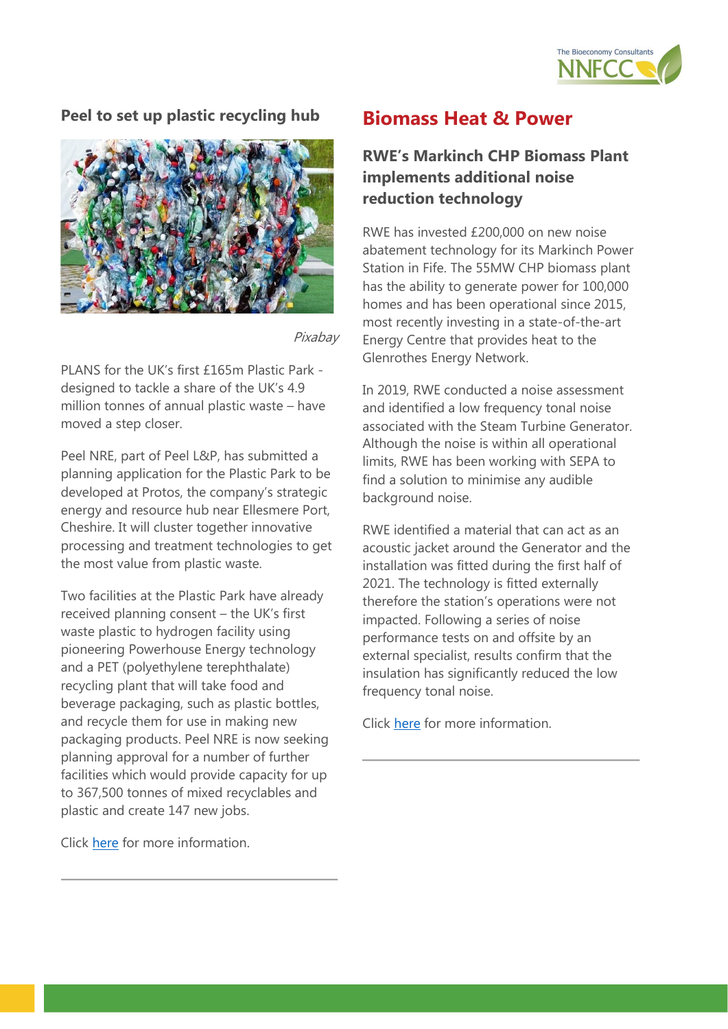### Peel to set up plastic recycling hub

*Pixabay*

PLANS for the UK's first £165m Plastic Park - designed to tackle a share of the UK's 4.9 million tonnes of annual plastic waste – have moved a step closer.

Peel NRE, part of Peel L&P, has submitted a planning application for the Plastic Park to be developed at Protos, the company's strategic energy and resource hub near Ellesmere Port, Cheshire. It will cluster together innovative processing and treatment technologies to get the most value from plastic waste.

Two facilities at the Plastic Park have already received planning consent – the UK's first waste plastic to hydrogen facility using pioneering Powerhouse Energy technology and a PET (polyethylene terephthalate) recycling plant that will take food and beverage packaging, such as plastic bottles, and recycle them for use in making new packaging products. Peel NRE is now seeking planning approval for a number of further facilities which would provide capacity for up to 367,500 tonnes of mixed recyclables and plastic and create 147 new jobs.

Click here for more information.

## Biomass Heat & Power

### RWE's Markinch CHP Biomass Plant implements additional noise reduction technology

RWE has invested £200,000 on new noise abatement technology for its Markinch Power Station in Fife. The 55MW CHP biomass plant has the ability to generate power for 100,000 homes and has been operational since 2015, most recently investing in a state-of-the-art Energy Centre that provides heat to the Glenrothes Energy Network.

In 2019, RWE conducted a noise assessment and identified a low frequency tonal noise associated with the Steam Turbine Generator. Although the noise is within all operational limits, RWE has been working with SEPA to find a solution to minimise any audible background noise.

RWE identified a material that can act as an acoustic jacket around the Generator and the installation was fitted during the first half of 2021. The technology is fitted externally therefore the station's operations were not impacted. Following a series of noise performance tests on and offsite by an external specialist, results confirm that the insulation has significantly reduced the low frequency tonal noise.

Click here for more information.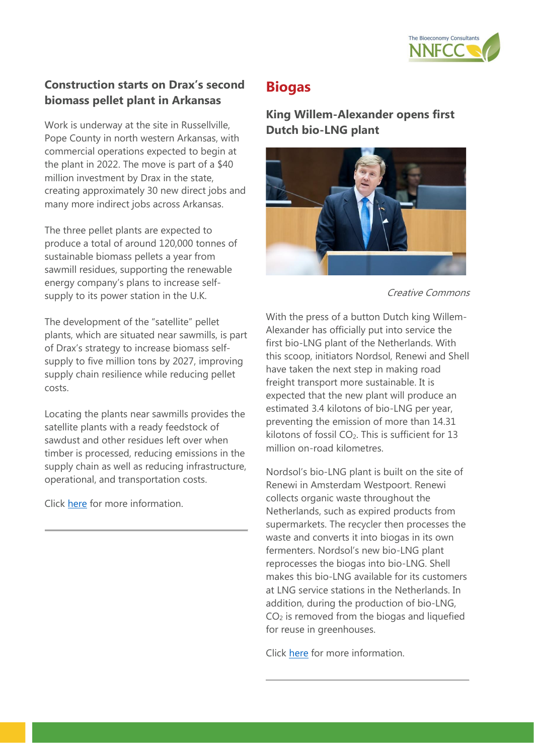### Construction starts on Drax's second biomass pellet plant in Arkansas

Work is underway at the site in Russellville, Pope County in north western Arkansas, with commercial operations expected to begin at the plant in 2022. The move is part of a $40 million investment by Drax in the state, creating approximately 30 new direct jobs and many more indirect jobs across Arkansas.

The three pellet plants are expected to produce a total of around 120,000 tonnes of sustainable biomass pellets a year from sawmill residues, supporting the renewable energy company's plans to increase self-supply to its power station in the U.K.

The development of the "satellite" pellet plants, which are situated near sawmills, is part of Drax's strategy to increase biomass self-supply to five million tons by 2027, improving supply chain resilience while reducing pellet costs.

Locating the plants near sawmills provides the satellite plants with a ready feedstock of sawdust and other residues left over when timber is processed, reducing emissions in the supply chain as well as reducing infrastructure, operational, and transportation costs.

Click here for more information.

## Biogas

### King Willem-Alexander opens first Dutch bio-LNG plant

*Creative Commons*

With the press of a button Dutch king Willem-Alexander has officially put into service the first bio-LNG plant of the Netherlands. With this scoop, initiators Nordsol, Renewi and Shell have taken the next step in making road freight transport more sustainable. It is expected that the new plant will produce an estimated 3.4 kilotons of bio-LNG per year, preventing the emission of more than 14.31 kilotons of fossil $CO_2$. This is sufficient for 13 million on-road kilometres.

Nordsol's bio-LNG plant is built on the site of Renewi in Amsterdam Westpoort. Renewi collects organic waste throughout the Netherlands, such as expired products from supermarkets. The recycler then processes the waste and converts it into biogas in its own fermenters. Nordsol's new bio-LNG plant reprocesses the biogas into bio-LNG. Shell makes this bio-LNG available for its customers at LNG service stations in the Netherlands. In addition, during the production of bio-LNG, $CO_2$ is removed from the biogas and liquefied for reuse in greenhouses.

Click here for more information.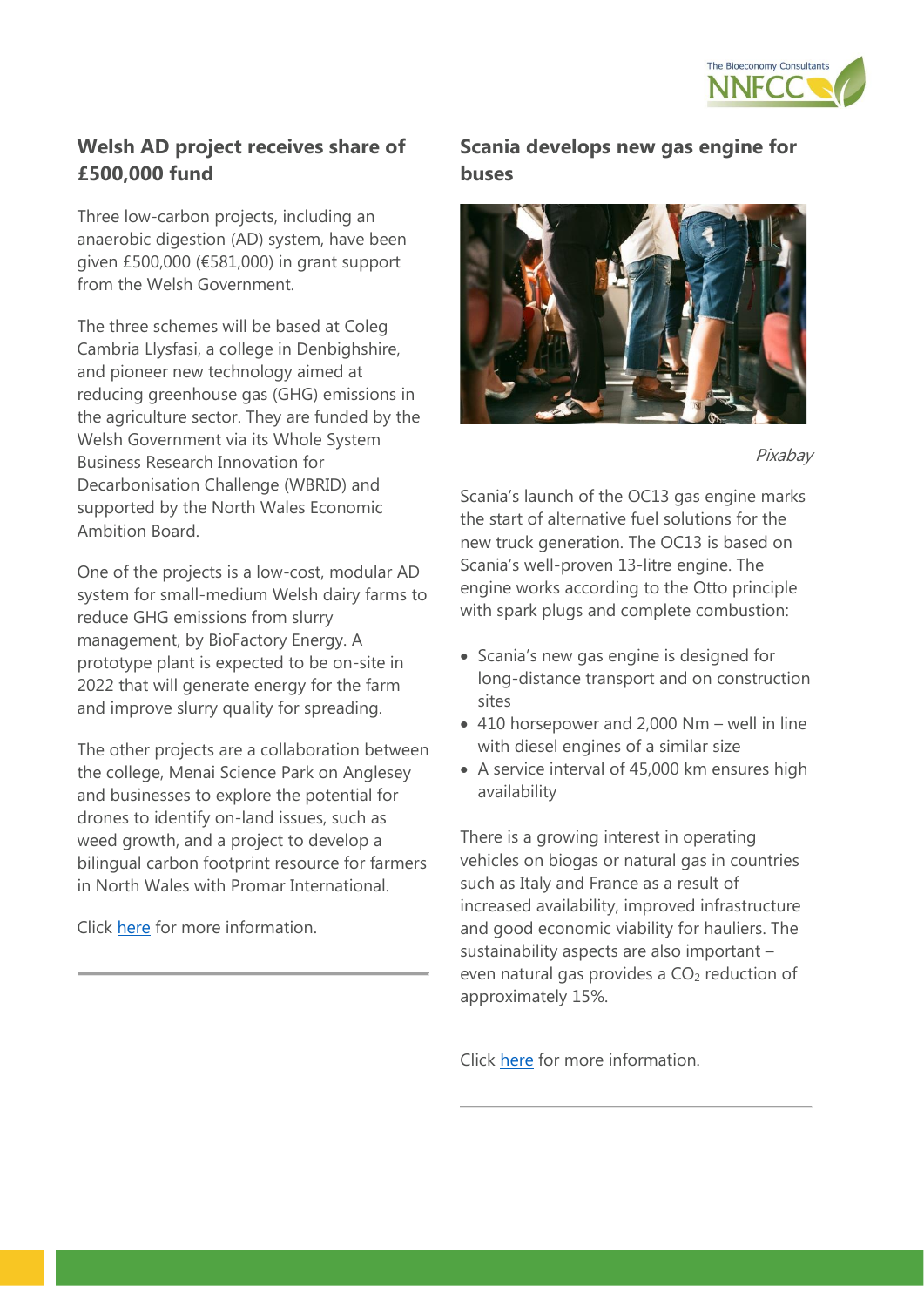## Welsh AD project receives share of £500,000 fund

Three low-carbon projects, including an anaerobic digestion (AD) system, have been given £500,000 (€581,000) in grant support from the Welsh Government.

The three schemes will be based at Coleg Cambria Llysfasi, a college in Denbighshire, and pioneer new technology aimed at reducing greenhouse gas (GHG) emissions in the agriculture sector. They are funded by the Welsh Government via its Whole System Business Research Innovation for Decarbonisation Challenge (WBRID) and supported by the North Wales Economic Ambition Board.

One of the projects is a low-cost, modular AD system for small-medium Welsh dairy farms to reduce GHG emissions from slurry management, by BioFactory Energy. A prototype plant is expected to be on-site in 2022 that will generate energy for the farm and improve slurry quality for spreading.

The other projects are a collaboration between the college, Menai Science Park on Anglesey and businesses to explore the potential for drones to identify on-land issues, such as weed growth, and a project to develop a bilingual carbon footprint resource for farmers in North Wales with Promar International.

Click here for more information.

## Scania develops new gas engine for buses

*Pixabay*

Scania's launch of the OC13 gas engine marks the start of alternative fuel solutions for the new truck generation. The OC13 is based on Scania's well-proven 13-litre engine. The engine works according to the Otto principle with spark plugs and complete combustion:

- Scania's new gas engine is designed for long-distance transport and on construction sites
- 410 horsepower and 2,000 Nm – well in line with diesel engines of a similar size
- A service interval of 45,000 km ensures high availability

There is a growing interest in operating vehicles on biogas or natural gas in countries such as Italy and France as a result of increased availability, improved infrastructure and good economic viability for hauliers. The sustainability aspects are also important – even natural gas provides a $CO_2$ reduction of approximately 15%.

Click here for more information.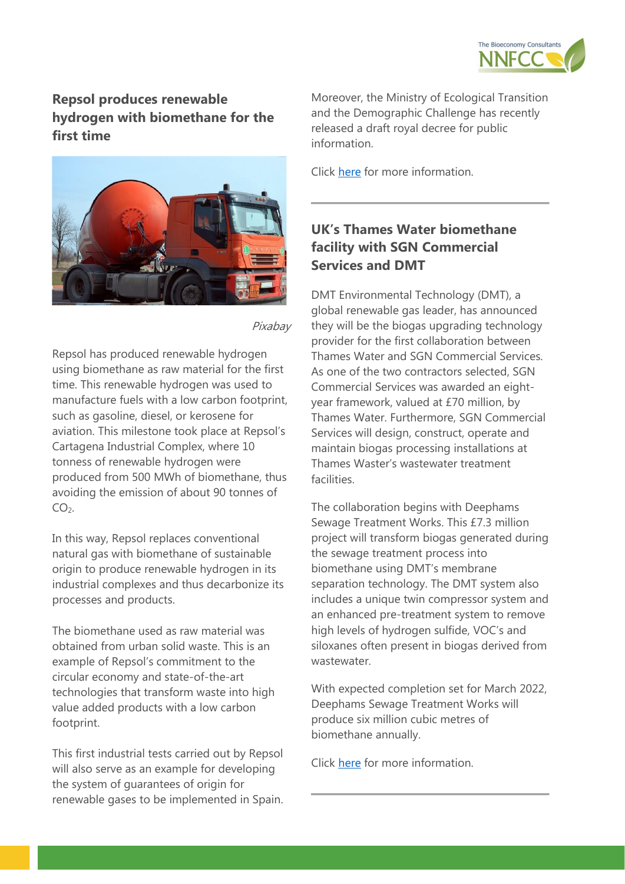## Repsol produces renewable hydrogen with biomethane for the first time

*Pixabay*

Repsol has produced renewable hydrogen using biomethane as raw material for the first time. This renewable hydrogen was used to manufacture fuels with a low carbon footprint, such as gasoline, diesel, or kerosene for aviation. This milestone took place at Repsol's Cartagena Industrial Complex, where 10 tonness of renewable hydrogen were produced from 500 MWh of biomethane, thus avoiding the emission of about 90 tonnes of $CO_2$.

In this way, Repsol replaces conventional natural gas with biomethane of sustainable origin to produce renewable hydrogen in its industrial complexes and thus decarbonize its processes and products.

The biomethane used as raw material was obtained from urban solid waste. This is an example of Repsol's commitment to the circular economy and state-of-the-art technologies that transform waste into high value added products with a low carbon footprint.

This first industrial tests carried out by Repsol will also serve as an example for developing the system of guarantees of origin for renewable gases to be implemented in Spain. Moreover, the Ministry of Ecological Transition and the Demographic Challenge has recently released a draft royal decree for public information.

Click here for more information.

---

## UK's Thames Water biomethane facility with SGN Commercial Services and DMT

DMT Environmental Technology (DMT), a global renewable gas leader, has announced they will be the biogas upgrading technology provider for the first collaboration between Thames Water and SGN Commercial Services. As one of the two contractors selected, SGN Commercial Services was awarded an eight-year framework, valued at £70 million, by Thames Water. Furthermore, SGN Commercial Services will design, construct, operate and maintain biogas processing installations at Thames Waster's wastewater treatment facilities.

The collaboration begins with Deephams Sewage Treatment Works. This £7.3 million project will transform biogas generated during the sewage treatment process into biomethane using DMT's membrane separation technology. The DMT system also includes a unique twin compressor system and an enhanced pre-treatment system to remove high levels of hydrogen sulfide, VOC's and siloxanes often present in biogas derived from wastewater.

With expected completion set for March 2022, Deephams Sewage Treatment Works will produce six million cubic metres of biomethane annually.

Click here for more information.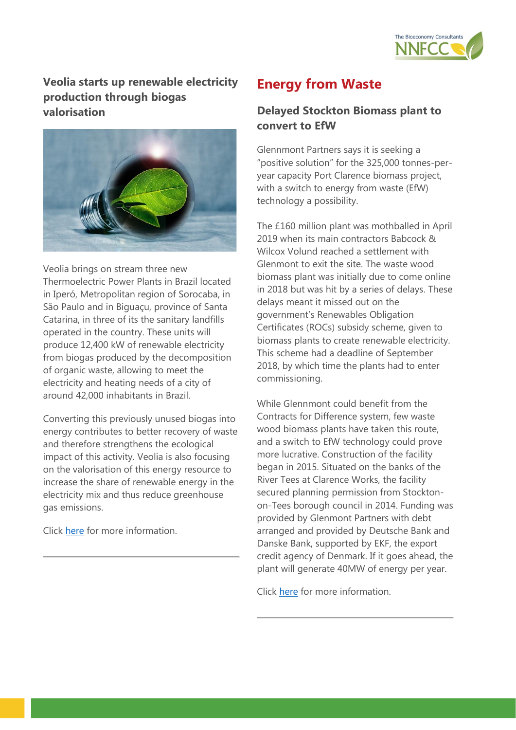### Veolia starts up renewable electricity production through biogas valorisation

Veolia brings on stream three new Thermoelectric Power Plants in Brazil located in Iperó, Metropolitan region of Sorocaba, in São Paulo and in Biguaçu, province of Santa Catarina, in three of its the sanitary landfills operated in the country. These units will produce 12,400 kW of renewable electricity from biogas produced by the decomposition of organic waste, allowing to meet the electricity and heating needs of a city of around 42,000 inhabitants in Brazil.

Converting this previously unused biogas into energy contributes to better recovery of waste and therefore strengthens the ecological impact of this activity. Veolia is also focusing on the valorisation of this energy resource to increase the share of renewable energy in the electricity mix and thus reduce greenhouse gas emissions.

Click here for more information.

## Energy from Waste

### Delayed Stockton Biomass plant to convert to EfW

Glennmont Partners says it is seeking a "positive solution" for the 325,000 tonnes-per-year capacity Port Clarence biomass project, with a switch to energy from waste (EfW) technology a possibility.

The £160 million plant was mothballed in April 2019 when its main contractors Babcock & Wilcox Volund reached a settlement with Glenmont to exit the site. The waste wood biomass plant was initially due to come online in 2018 but was hit by a series of delays. These delays meant it missed out on the government's Renewables Obligation Certificates (ROCs) subsidy scheme, given to biomass plants to create renewable electricity. This scheme had a deadline of September 2018, by which time the plants had to enter commissioning.

While Glennmont could benefit from the Contracts for Difference system, few waste wood biomass plants have taken this route, and a switch to EfW technology could prove more lucrative. Construction of the facility began in 2015. Situated on the banks of the River Tees at Clarence Works, the facility secured planning permission from Stockton-on-Tees borough council in 2014. Funding was provided by Glenmont Partners with debt arranged and provided by Deutsche Bank and Danske Bank, supported by EKF, the export credit agency of Denmark. If it goes ahead, the plant will generate 40MW of energy per year.

Click here for more information.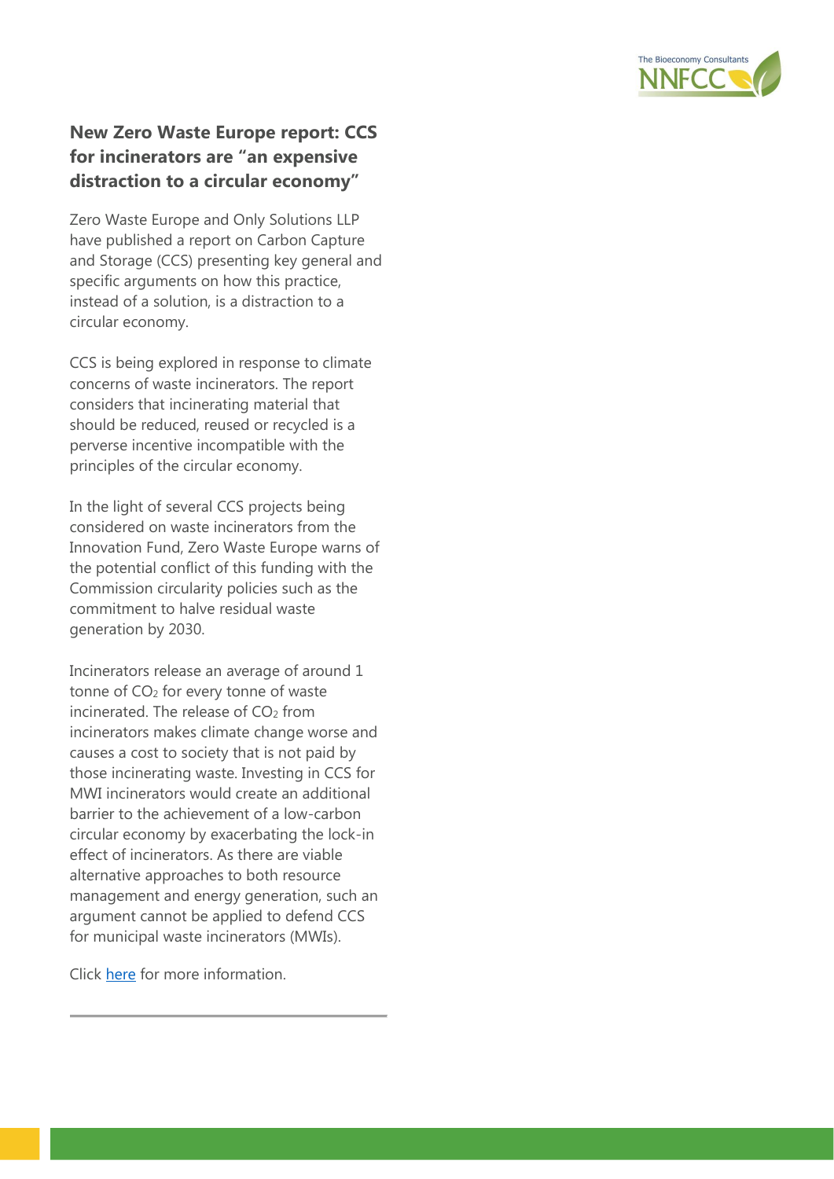## New Zero Waste Europe report: CCS for incinerators are "an expensive distraction to a circular economy"

Zero Waste Europe and Only Solutions LLP have published a report on Carbon Capture and Storage (CCS) presenting key general and specific arguments on how this practice, instead of a solution, is a distraction to a circular economy.

CCS is being explored in response to climate concerns of waste incinerators. The report considers that incinerating material that should be reduced, reused or recycled is a perverse incentive incompatible with the principles of the circular economy.

In the light of several CCS projects being considered on waste incinerators from the Innovation Fund, Zero Waste Europe warns of the potential conflict of this funding with the Commission circularity policies such as the commitment to halve residual waste generation by 2030.

Incinerators release an average of around 1 tonne of $CO_2$ for every tonne of waste incinerated. The release of $CO_2$ from incinerators makes climate change worse and causes a cost to society that is not paid by those incinerating waste. Investing in CCS for MWI incinerators would create an additional barrier to the achievement of a low-carbon circular economy by exacerbating the lock-in effect of incinerators. As there are viable alternative approaches to both resource management and energy generation, such an argument cannot be applied to defend CCS for municipal waste incinerators (MWIs).

Click [here](#) for more information.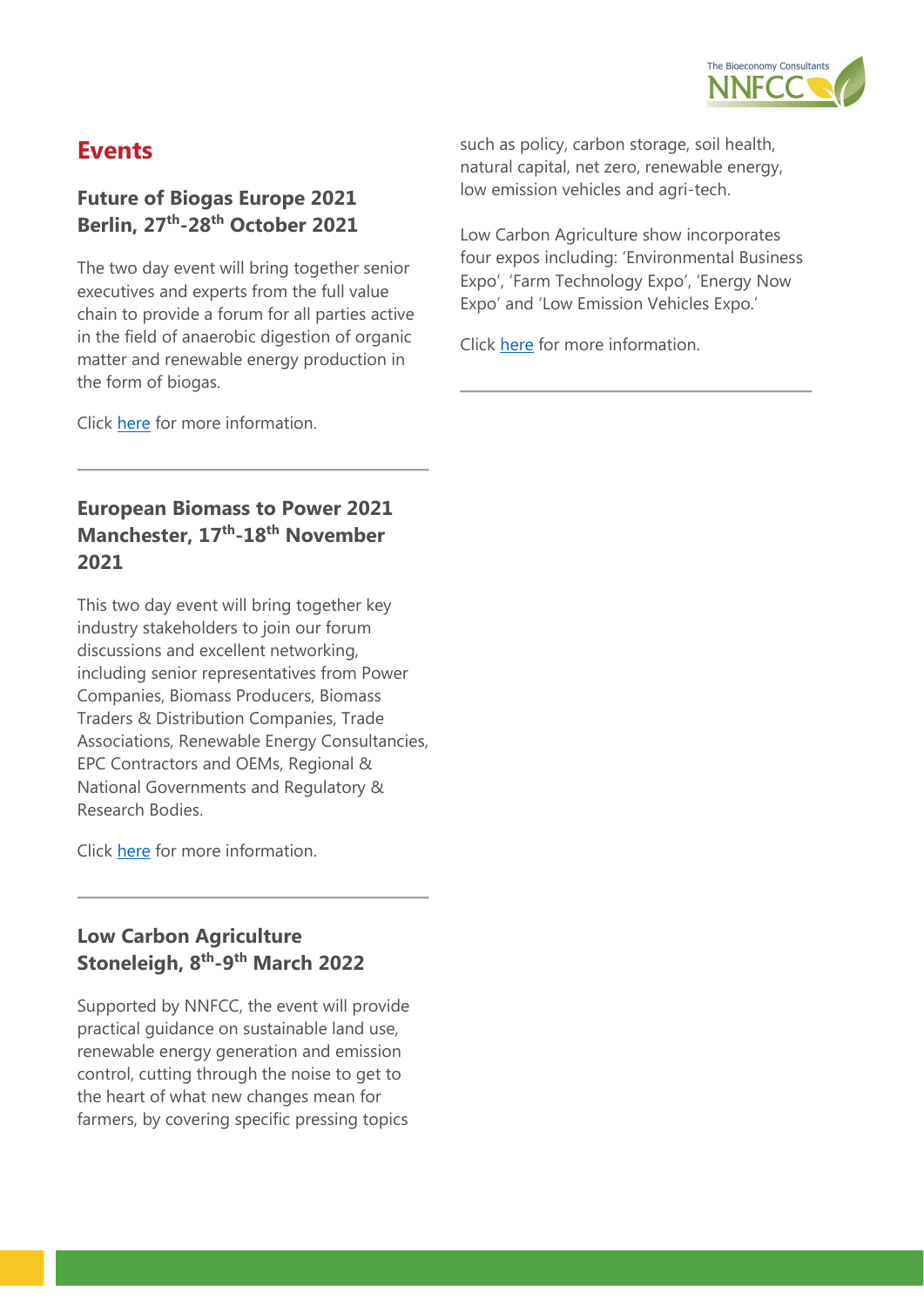# Events

## Future of Biogas Europe 2021
## Berlin, 27th-28th October 2021

The two day event will bring together senior executives and experts from the full value chain to provide a forum for all parties active in the field of anaerobic digestion of organic matter and renewable energy production in the form of biogas.

Click here for more information.

---

## European Biomass to Power 2021
## Manchester, 17th-18th November 2021

This two day event will bring together key industry stakeholders to join our forum discussions and excellent networking, including senior representatives from Power Companies, Biomass Producers, Biomass Traders & Distribution Companies, Trade Associations, Renewable Energy Consultancies, EPC Contractors and OEMs, Regional & National Governments and Regulatory & Research Bodies.

Click here for more information.

---

## Low Carbon Agriculture
## Stoneleigh, 8th-9th March 2022

Supported by NNFCC, the event will provide practical guidance on sustainable land use, renewable energy generation and emission control, cutting through the noise to get to the heart of what new changes mean for farmers, by covering specific pressing topics such as policy, carbon storage, soil health, natural capital, net zero, renewable energy, low emission vehicles and agri-tech.

Low Carbon Agriculture show incorporates four expos including: 'Environmental Business Expo', 'Farm Technology Expo', 'Energy Now Expo' and 'Low Emission Vehicles Expo.'

Click here for more information.

---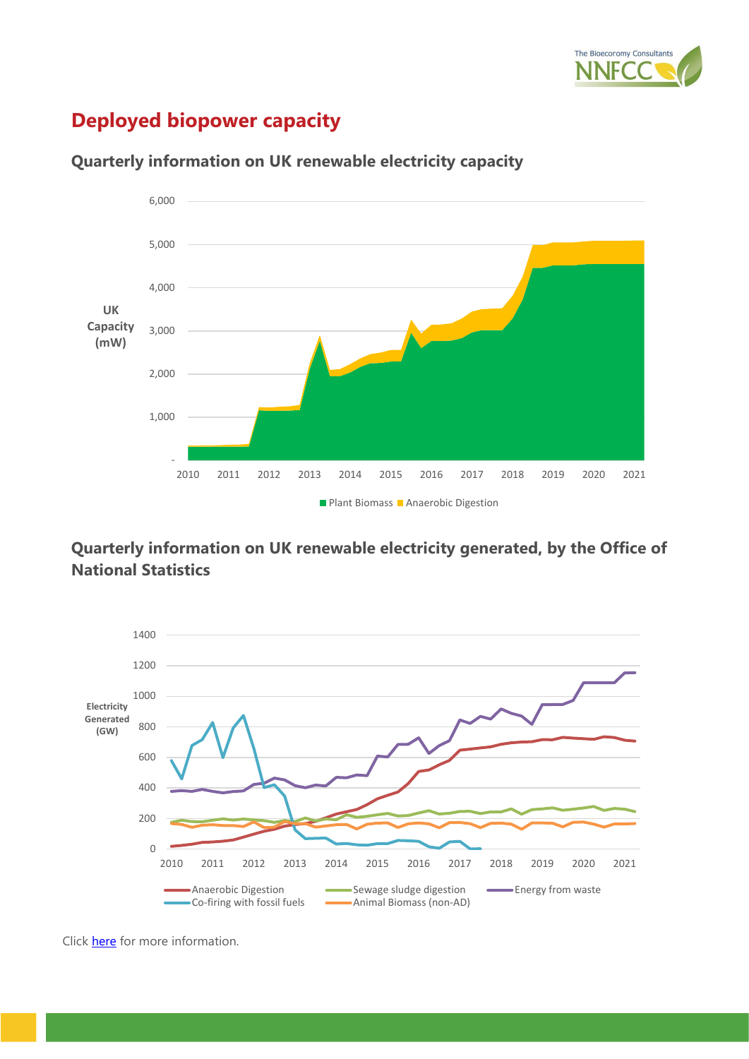# Deployed biopower capacity

### Quarterly information on UK renewable electricity capacity

### Quarterly information on UK renewable electricity generated, by the Office of National Statistics

Click here for more information.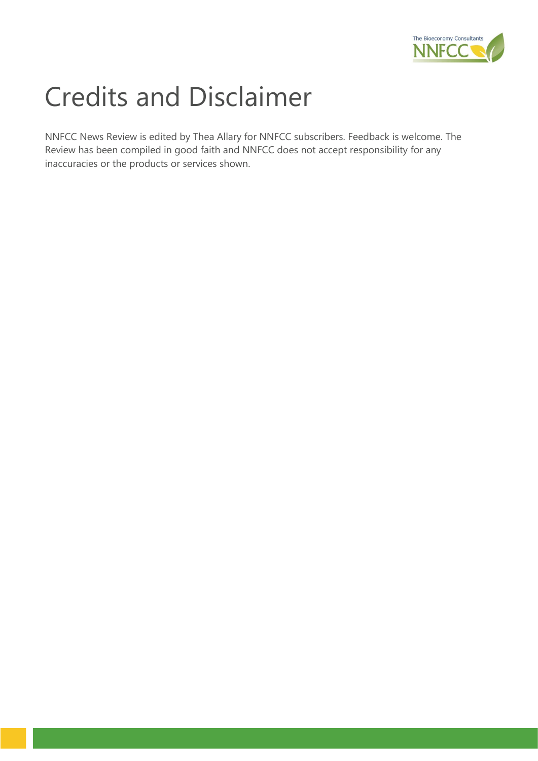# Credits and Disclaimer

NNFCC News Review is edited by Thea Allary for NNFCC subscribers. Feedback is welcome. The Review has been compiled in good faith and NNFCC does not accept responsibility for any inaccuracies or the products or services shown.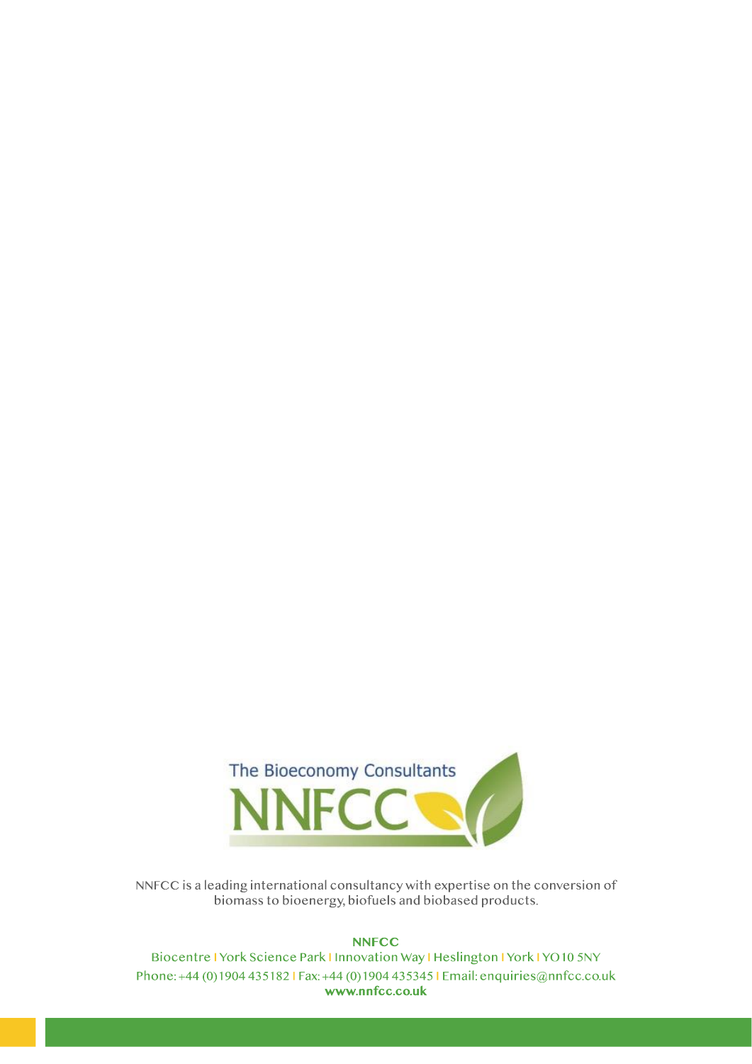The Bioeconomy Consultants

NNFCC

NNFCC is a leading international consultancy with expertise on the conversion of biomass to bioenergy, biofuels and biobased products.

**NNFCC**

Biocentre | York Science Park | Innovation Way | Heslington | York | YO10 5NY

Phone: +44 (0)1904 435182 | Fax: +44 (0)1904 435345 | Email: enquiries@nnfcc.co.uk

**www.nnfcc.co.uk**